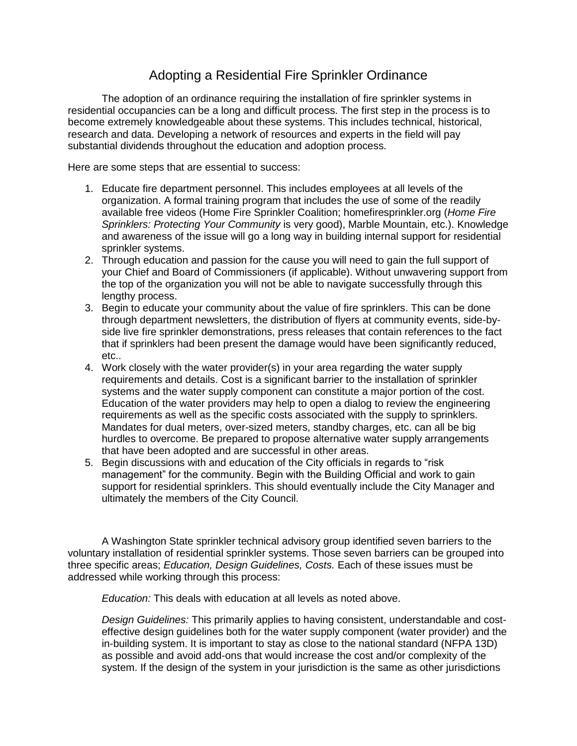# Adopting a Residential Fire Sprinkler Ordinance

The adoption of an ordinance requiring the installation of fire sprinkler systems in residential occupancies can be a long and difficult process. The first step in the process is to become extremely knowledgeable about these systems. This includes technical, historical, research and data. Developing a network of resources and experts in the field will pay substantial dividends throughout the education and adoption process.

Here are some steps that are essential to success:

1. Educate fire department personnel. This includes employees at all levels of the organization. A formal training program that includes the use of some of the readily available free videos (Home Fire Sprinkler Coalition; homefiresprinkler.org (*Home Fire Sprinklers: Protecting Your Community* is very good), Marble Mountain, etc.). Knowledge and awareness of the issue will go a long way in building internal support for residential sprinkler systems.
2. Through education and passion for the cause you will need to gain the full support of your Chief and Board of Commissioners (if applicable). Without unwavering support from the top of the organization you will not be able to navigate successfully through this lengthy process.
3. Begin to educate your community about the value of fire sprinklers. This can be done through department newsletters, the distribution of flyers at community events, side-by-side live fire sprinkler demonstrations, press releases that contain references to the fact that if sprinklers had been present the damage would have been significantly reduced, etc..
4. Work closely with the water provider(s) in your area regarding the water supply requirements and details. Cost is a significant barrier to the installation of sprinkler systems and the water supply component can constitute a major portion of the cost. Education of the water providers may help to open a dialog to review the engineering requirements as well as the specific costs associated with the supply to sprinklers. Mandates for dual meters, over-sized meters, standby charges, etc. can all be big hurdles to overcome. Be prepared to propose alternative water supply arrangements that have been adopted and are successful in other areas.
5. Begin discussions with and education of the City officials in regards to "risk management" for the community. Begin with the Building Official and work to gain support for residential sprinklers. This should eventually include the City Manager and ultimately the members of the City Council.

A Washington State sprinkler technical advisory group identified seven barriers to the voluntary installation of residential sprinkler systems. Those seven barriers can be grouped into three specific areas; *Education, Design Guidelines, Costs.* Each of these issues must be addressed while working through this process:

*Education:* This deals with education at all levels as noted above.

*Design Guidelines:* This primarily applies to having consistent, understandable and cost-effective design guidelines both for the water supply component (water provider) and the in-building system. It is important to stay as close to the national standard (NFPA 13D) as possible and avoid add-ons that would increase the cost and/or complexity of the system. If the design of the system in your jurisdiction is the same as other jurisdictions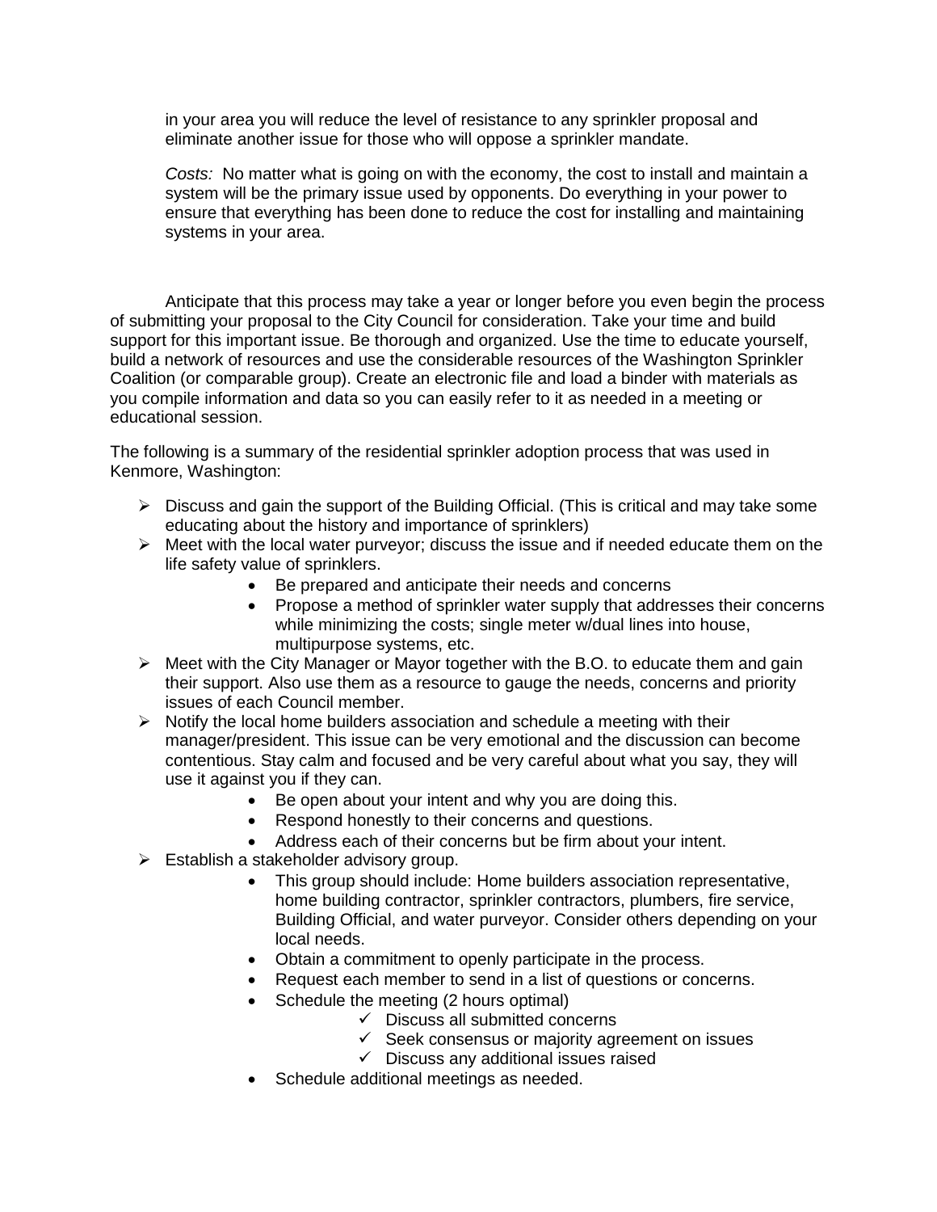in your area you will reduce the level of resistance to any sprinkler proposal and eliminate another issue for those who will oppose a sprinkler mandate.

*Costs:* No matter what is going on with the economy, the cost to install and maintain a system will be the primary issue used by opponents. Do everything in your power to ensure that everything has been done to reduce the cost for installing and maintaining systems in your area.

Anticipate that this process may take a year or longer before you even begin the process of submitting your proposal to the City Council for consideration. Take your time and build support for this important issue. Be thorough and organized. Use the time to educate yourself, build a network of resources and use the considerable resources of the Washington Sprinkler Coalition (or comparable group). Create an electronic file and load a binder with materials as you compile information and data so you can easily refer to it as needed in a meeting or educational session.

The following is a summary of the residential sprinkler adoption process that was used in Kenmore, Washington:

- Discuss and gain the support of the Building Official. (This is critical and may take some educating about the history and importance of sprinklers)
- Meet with the local water purveyor; discuss the issue and if needed educate them on the life safety value of sprinklers.
    - Be prepared and anticipate their needs and concerns
    - Propose a method of sprinkler water supply that addresses their concerns while minimizing the costs; single meter w/dual lines into house, multipurpose systems, etc.
- Meet with the City Manager or Mayor together with the B.O. to educate them and gain their support. Also use them as a resource to gauge the needs, concerns and priority issues of each Council member.
- Notify the local home builders association and schedule a meeting with their manager/president. This issue can be very emotional and the discussion can become contentious. Stay calm and focused and be very careful about what you say, they will use it against you if they can.
    - Be open about your intent and why you are doing this.
    - Respond honestly to their concerns and questions.
    - Address each of their concerns but be firm about your intent.
- Establish a stakeholder advisory group.
    - This group should include: Home builders association representative, home building contractor, sprinkler contractors, plumbers, fire service, Building Official, and water purveyor. Consider others depending on your local needs.
    - Obtain a commitment to openly participate in the process.
    - Request each member to send in a list of questions or concerns.
    - Schedule the meeting (2 hours optimal)
        - ✓ Discuss all submitted concerns
        - ✓ Seek consensus or majority agreement on issues
        - ✓ Discuss any additional issues raised
    - Schedule additional meetings as needed.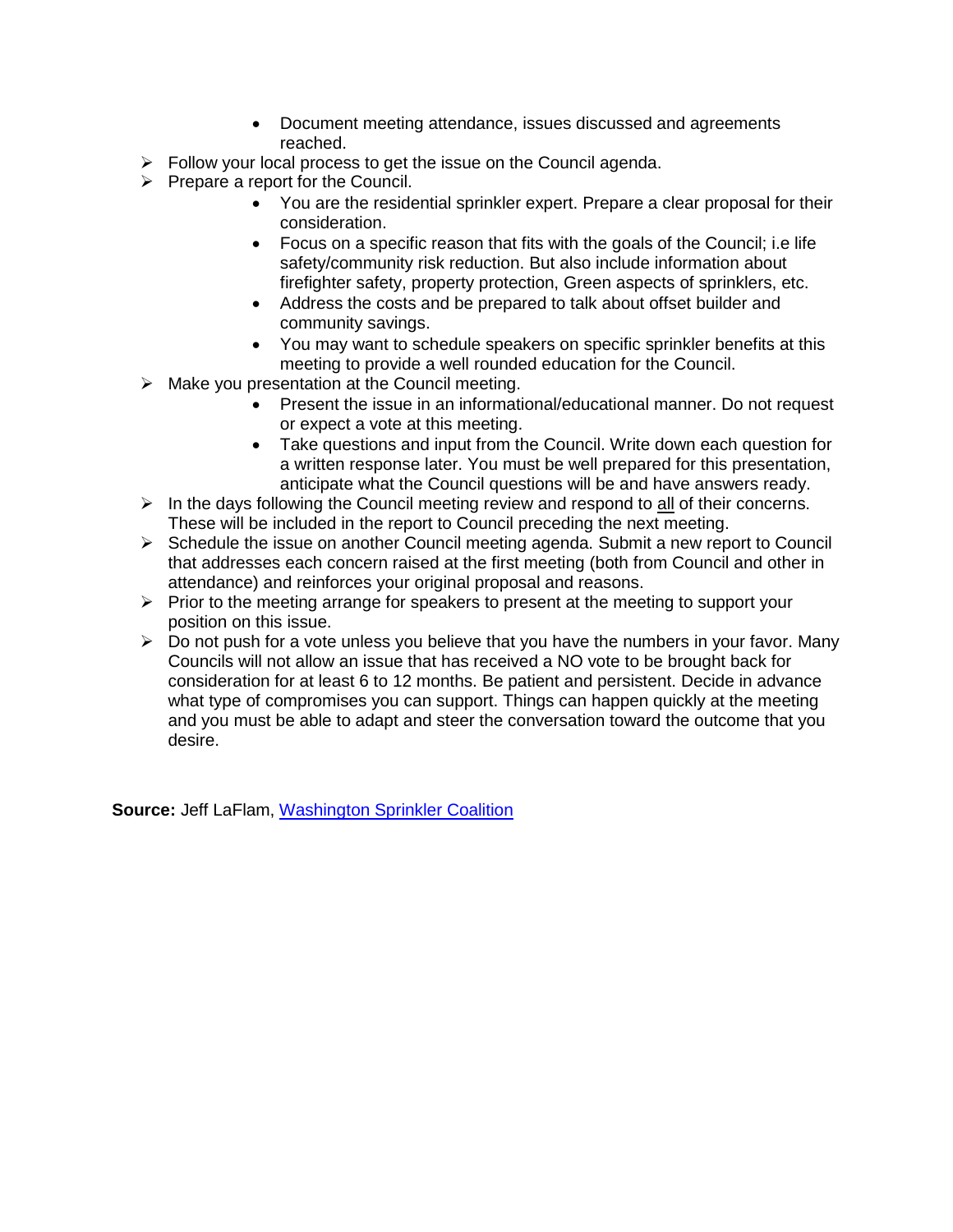- Document meeting attendance, issues discussed and agreements reached.
- Follow your local process to get the issue on the Council agenda.
- Prepare a report for the Council.
    - You are the residential sprinkler expert. Prepare a clear proposal for their consideration.
    - Focus on a specific reason that fits with the goals of the Council; i.e life safety/community risk reduction. But also include information about firefighter safety, property protection, Green aspects of sprinklers, etc.
    - Address the costs and be prepared to talk about offset builder and community savings.
    - You may want to schedule speakers on specific sprinkler benefits at this meeting to provide a well rounded education for the Council.
- Make you presentation at the Council meeting.
    - Present the issue in an informational/educational manner. Do not request or expect a vote at this meeting.
    - Take questions and input from the Council. Write down each question for a written response later. You must be well prepared for this presentation, anticipate what the Council questions will be and have answers ready.
- In the days following the Council meeting review and respond to <u>all</u> of their concerns. These will be included in the report to Council preceding the next meeting.
- Schedule the issue on another Council meeting agenda. Submit a new report to Council that addresses each concern raised at the first meeting (both from Council and other in attendance) and reinforces your original proposal and reasons.
- Prior to the meeting arrange for speakers to present at the meeting to support your position on this issue.
- Do not push for a vote unless you believe that you have the numbers in your favor. Many Councils will not allow an issue that has received a NO vote to be brought back for consideration for at least 6 to 12 months. Be patient and persistent. Decide in advance what type of compromises you can support. Things can happen quickly at the meeting and you must be able to adapt and steer the conversation toward the outcome that you desire.

**Source:** Jeff LaFlam, Washington Sprinkler Coalition